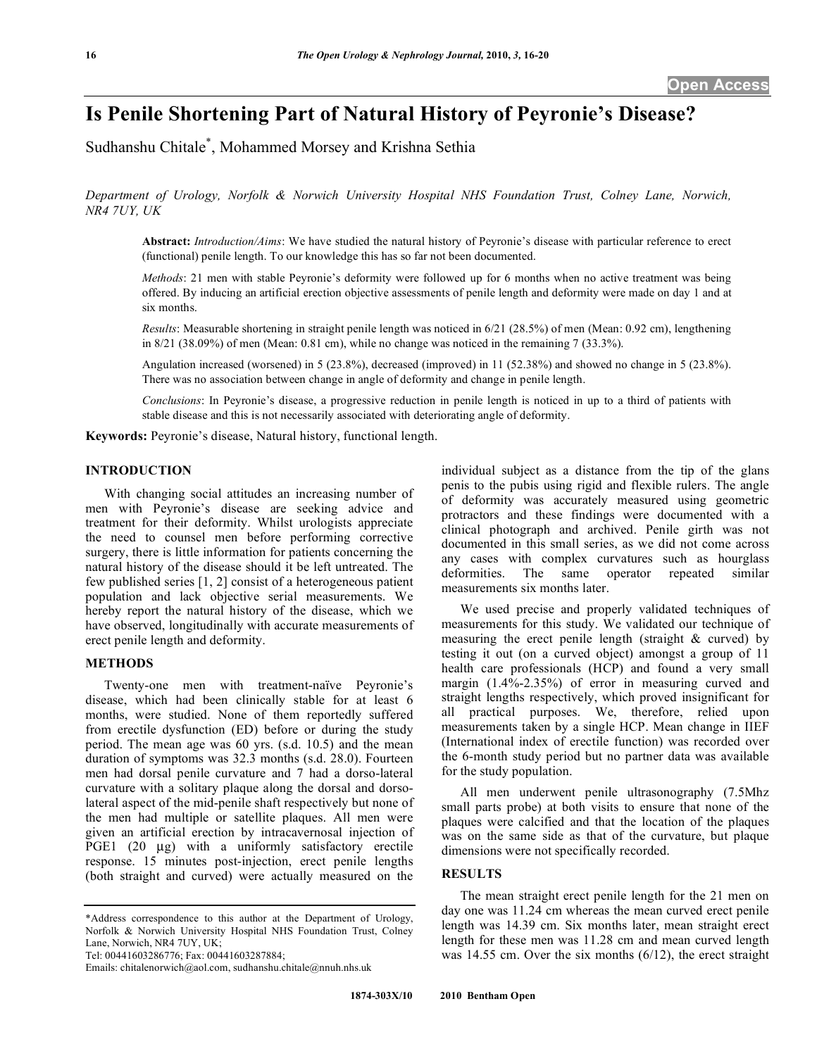# Is Penile Shortening Part of Natural History of Peyronie's Disease?

Sudhanshu Chitale*, Mohammed Morsey and Krishna Sethia

*Department of Urology, Norfolk & Norwich University Hospital NHS Foundation Trust, Colney Lane, Norwich, NR4 7UY, UK*

**Abstract:** *Introduction/Aims*: We have studied the natural history of Peyronie's disease with particular reference to erect (functional) penile length. To our knowledge this has so far not been documented.

*Methods*: 21 men with stable Peyronie's deformity were followed up for 6 months when no active treatment was being offered. By inducing an artificial erection objective assessments of penile length and deformity were made on day 1 and at six months.

*Results*: Measurable shortening in straight penile length was noticed in 6/21 (28.5%) of men (Mean: 0.92 cm), lengthening in 8/21 (38.09%) of men (Mean: 0.81 cm), while no change was noticed in the remaining 7 (33.3%).

Angulation increased (worsened) in 5 (23.8%), decreased (improved) in 11 (52.38%) and showed no change in 5 (23.8%). There was no association between change in angle of deformity and change in penile length.

*Conclusions*: In Peyronie's disease, a progressive reduction in penile length is noticed in up to a third of patients with stable disease and this is not necessarily associated with deteriorating angle of deformity.

**Keywords:** Peyronie's disease, Natural history, functional length.

## INTRODUCTION

With changing social attitudes an increasing number of men with Peyronie's disease are seeking advice and treatment for their deformity. Whilst urologists appreciate the need to counsel men before performing corrective surgery, there is little information for patients concerning the natural history of the disease should it be left untreated. The few published series [1, 2] consist of a heterogeneous patient population and lack objective serial measurements. We hereby report the natural history of the disease, which we have observed, longitudinally with accurate measurements of erect penile length and deformity.

## METHODS

Twenty-one men with treatment-naïve Peyronie's disease, which had been clinically stable for at least 6 months, were studied. None of them reportedly suffered from erectile dysfunction (ED) before or during the study period. The mean age was 60 yrs. (s.d. 10.5) and the mean duration of symptoms was 32.3 months (s.d. 28.0). Fourteen men had dorsal penile curvature and 7 had a dorso-lateral curvature with a solitary plaque along the dorsal and dorso-lateral aspect of the mid-penile shaft respectively but none of the men had multiple or satellite plaques. All men were given an artificial erection by intracavernosal injection of PGE1 (20 µg) with a uniformly satisfactory erectile response. 15 minutes post-injection, erect penile lengths (both straight and curved) were actually measured on the individual subject as a distance from the tip of the glans penis to the pubis using rigid and flexible rulers. The angle of deformity was accurately measured using geometric protractors and these findings were documented with a clinical photograph and archived. Penile girth was not documented in this small series, as we did not come across any cases with complex curvatures such as hourglass deformities. The same operator repeated similar measurements six months later.

We used precise and properly validated techniques of measurements for this study. We validated our technique of measuring the erect penile length (straight & curved) by testing it out (on a curved object) amongst a group of 11 health care professionals (HCP) and found a very small margin (1.4%-2.35%) of error in measuring curved and straight lengths respectively, which proved insignificant for all practical purposes. We, therefore, relied upon measurements taken by a single HCP. Mean change in IIEF (International index of erectile function) was recorded over the 6-month study period but no partner data was available for the study population.

All men underwent penile ultrasonography (7.5Mhz small parts probe) at both visits to ensure that none of the plaques were calcified and that the location of the plaques was on the same side as that of the curvature, but plaque dimensions were not specifically recorded.

## RESULTS

The mean straight erect penile length for the 21 men on day one was 11.24 cm whereas the mean curved erect penile length was 14.39 cm. Six months later, mean straight erect length for these men was 11.28 cm and mean curved length was 14.55 cm. Over the six months (6/12), the erect straight

---

*Address correspondence to this author at the Department of Urology, Norfolk & Norwich University Hospital NHS Foundation Trust, Colney Lane, Norwich, NR4 7UY, UK;
Tel: 00441603286776; Fax: 00441603287884;
Emails: chitalenorwich@aol.com, sudhanshu.chitale@nnuh.nhs.uk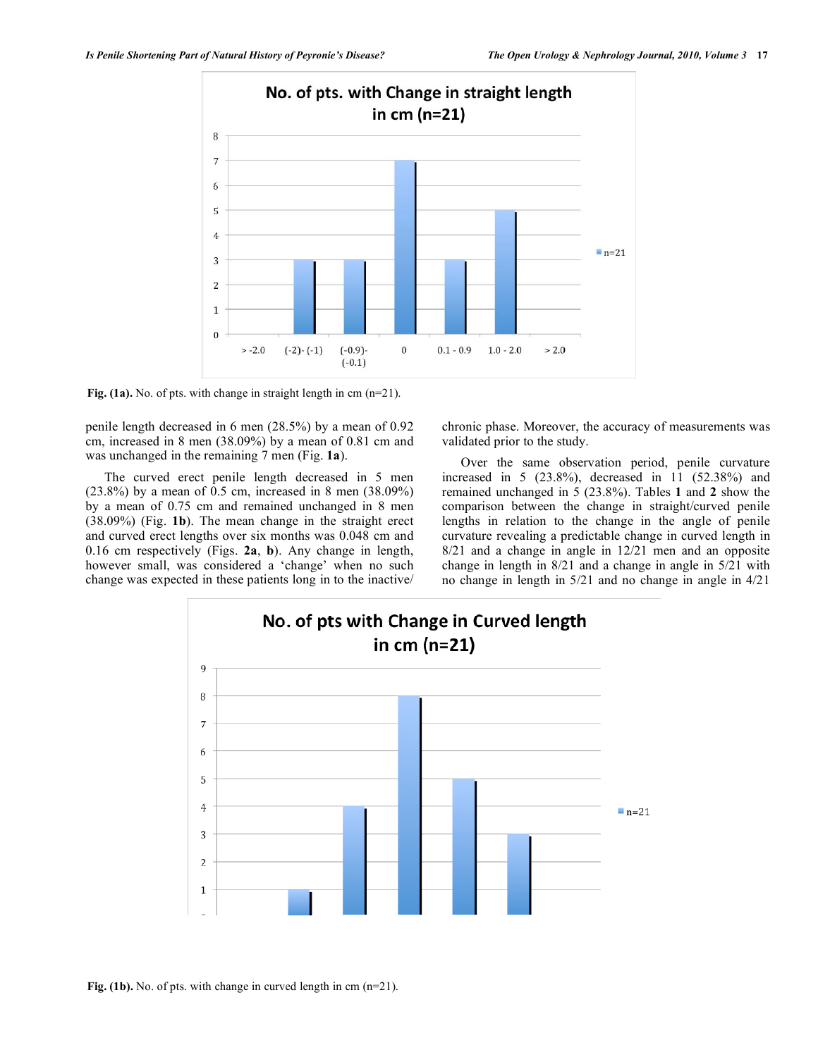penile length decreased in 6 men (28.5%) by a mean of 0.92 cm, increased in 8 men (38.09%) by a mean of 0.81 cm and was unchanged in the remaining 7 men (Fig. **1a**).

Fig. **(1a).** No. of pts. with change in straight length in cm (n=21).

The curved erect penile length decreased in 5 men (23.8%) by a mean of 0.5 cm, increased in 8 men (38.09%) by a mean of 0.75 cm and remained unchanged in 8 men (38.09%) (Fig. **1b**). The mean change in the straight erect and curved erect lengths over six months was 0.048 cm and 0.16 cm respectively (Figs. **2a**, **b**). Any change in length, however small, was considered a 'change' when no such change was expected in these patients long in to the inactive/chronic phase. Moreover, the accuracy of measurements was validated prior to the study.

Over the same observation period, penile curvature increased in 5 (23.8%), decreased in 11 (52.38%) and remained unchanged in 5 (23.8%). Tables **1** and **2** show the comparison between the change in straight/curved penile lengths in relation to the change in the angle of penile curvature revealing a predictable change in curved length in 8/21 and a change in angle in 12/21 men and an opposite change in length in 8/21 and a change in angle in 5/21 with no change in length in 5/21 and no change in angle in 4/21

**Fig. (1b).** No. of pts. with change in curved length in cm (n=21).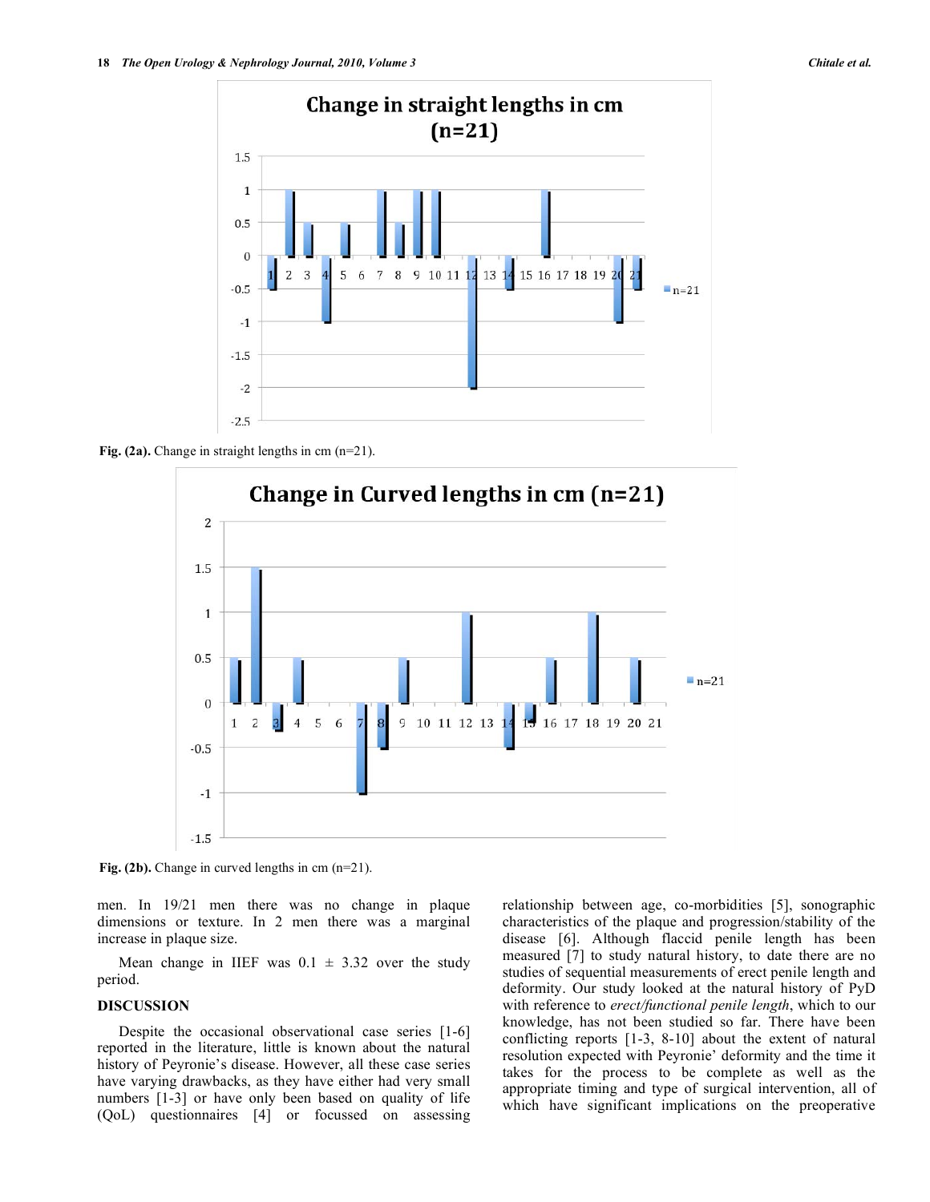Fig. (2a). Change in straight lengths in cm (n=21).

Fig. (2b). Change in curved lengths in cm (n=21).

men. In 19/21 men there was no change in plaque dimensions or texture. In 2 men there was a marginal increase in plaque size.

Mean change in IIEF was 0.1 ± 3.32 over the study period.

## DISCUSSION

Despite the occasional observational case series [1-6] reported in the literature, little is known about the natural history of Peyronie's disease. However, all these case series have varying drawbacks, as they have either had very small numbers [1-3] or have only been based on quality of life (QoL) questionnaires [4] or focussed on assessing relationship between age, co-morbidities [5], sonographic characteristics of the plaque and progression/stability of the disease [6]. Although flaccid penile length has been measured [7] to study natural history, to date there are no studies of sequential measurements of erect penile length and deformity. Our study looked at the natural history of PyD with reference to *erect/functional penile length*, which to our knowledge, has not been studied so far. There have been conflicting reports [1-3, 8-10] about the extent of natural resolution expected with Peyronie' deformity and the time it takes for the process to be complete as well as the appropriate timing and type of surgical intervention, all of which have significant implications on the preoperative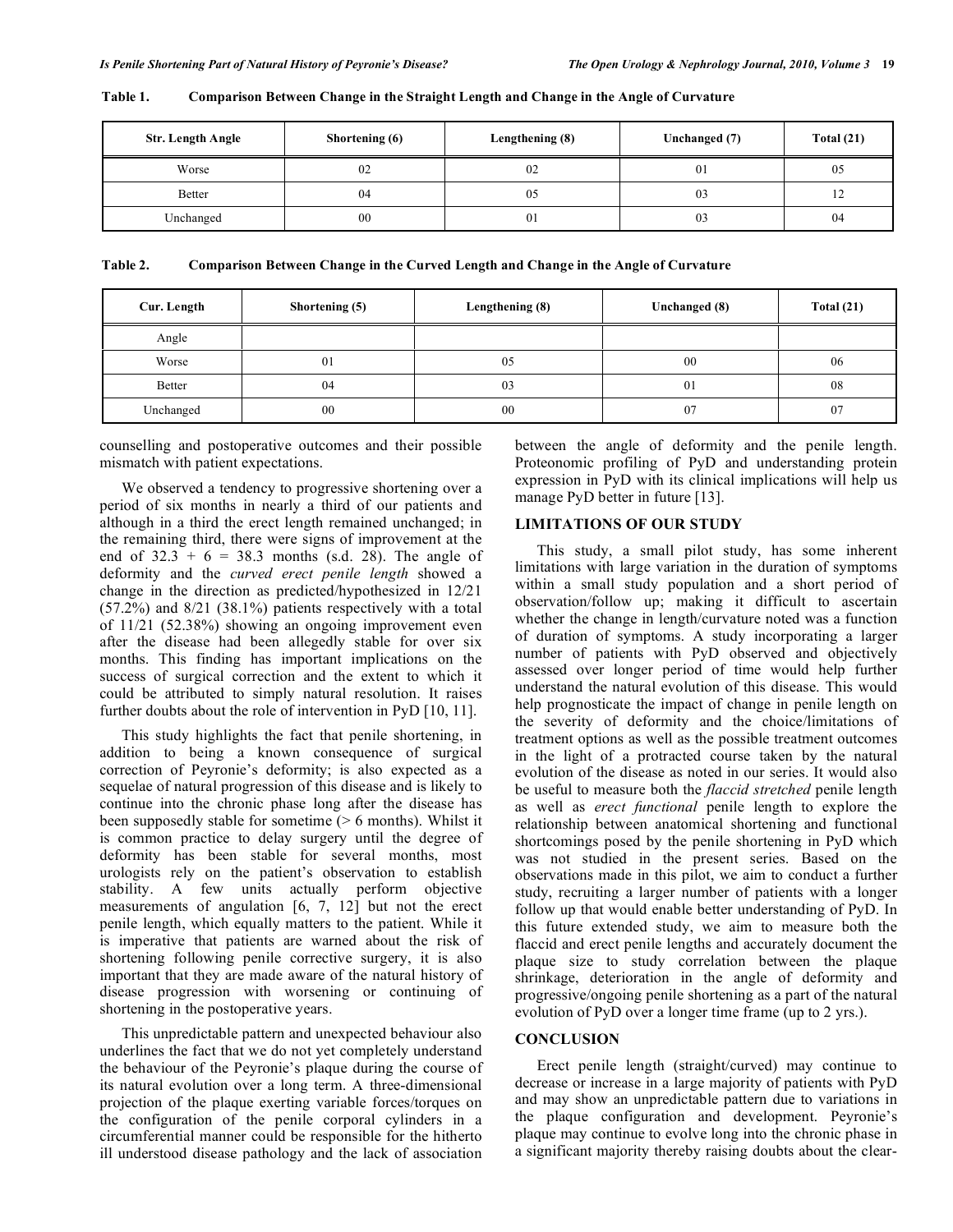**Table 1. Comparison Between Change in the Straight Length and Change in the Angle of Curvature**

| Str. Length Angle | Shortening (6) | Lengthening (8) | Unchanged (7) | Total (21) |
|---|---|---|---|---|
| Worse | 02 | 02 | 01 | 05 |
| Better | 04 | 05 | 03 | 12 |
| Unchanged | 00 | 01 | 03 | 04 |

**Table 2. Comparison Between Change in the Curved Length and Change in the Angle of Curvature**

| Cur. Length | Shortening (5) | Lengthening (8) | Unchanged (8) | Total (21) |
|---|---|---|---|---|
| Angle | | | | |
| Worse | 01 | 05 | 00 | 06 |
| Better | 04 | 03 | 01 | 08 |
| Unchanged | 00 | 00 | 07 | 07 |

counselling and postoperative outcomes and their possible mismatch with patient expectations.

We observed a tendency to progressive shortening over a period of six months in nearly a third of our patients and although in a third the erect length remained unchanged; in the remaining third, there were signs of improvement at the end of 32.3 + 6 = 38.3 months (s.d. 28). The angle of deformity and the *curved erect penile length* showed a change in the direction as predicted/hypothesized in 12/21 (57.2%) and 8/21 (38.1%) patients respectively with a total of 11/21 (52.38%) showing an ongoing improvement even after the disease had been allegedly stable for over six months. This finding has important implications on the success of surgical correction and the extent to which it could be attributed to simply natural resolution. It raises further doubts about the role of intervention in PyD [10, 11].

This study highlights the fact that penile shortening, in addition to being a known consequence of surgical correction of Peyronie's deformity; is also expected as a sequelae of natural progression of this disease and is likely to continue into the chronic phase long after the disease has been supposedly stable for sometime (> 6 months). Whilst it is common practice to delay surgery until the degree of deformity has been stable for several months, most urologists rely on the patient's observation to establish stability. A few units actually perform objective measurements of angulation [6, 7, 12] but not the erect penile length, which equally matters to the patient. While it is imperative that patients are warned about the risk of shortening following penile corrective surgery, it is also important that they are made aware of the natural history of disease progression with worsening or continuing of shortening in the postoperative years.

This unpredictable pattern and unexpected behaviour also underlines the fact that we do not yet completely understand the behaviour of the Peyronie's plaque during the course of its natural evolution over a long term. A three-dimensional projection of the plaque exerting variable forces/torques on the configuration of the penile corporal cylinders in a circumferential manner could be responsible for the hitherto ill understood disease pathology and the lack of association between the angle of deformity and the penile length. Proteonomic profiling of PyD and understanding protein expression in PyD with its clinical implications will help us manage PyD better in future [13].

## LIMITATIONS OF OUR STUDY

This study, a small pilot study, has some inherent limitations with large variation in the duration of symptoms within a small study population and a short period of observation/follow up; making it difficult to ascertain whether the change in length/curvature noted was a function of duration of symptoms. A study incorporating a larger number of patients with PyD observed and objectively assessed over longer period of time would help further understand the natural evolution of this disease. This would help prognosticate the impact of change in penile length on the severity of deformity and the choice/limitations of treatment options as well as the possible treatment outcomes in the light of a protracted course taken by the natural evolution of the disease as noted in our series. It would also be useful to measure both the *flaccid stretched* penile length as well as *erect functional* penile length to explore the relationship between anatomical shortening and functional shortcomings posed by the penile shortening in PyD which was not studied in the present series. Based on the observations made in this pilot, we aim to conduct a further study, recruiting a larger number of patients with a longer follow up that would enable better understanding of PyD. In this future extended study, we aim to measure both the flaccid and erect penile lengths and accurately document the plaque size to study correlation between the plaque shrinkage, deterioration in the angle of deformity and progressive/ongoing penile shortening as a part of the natural evolution of PyD over a longer time frame (up to 2 yrs.).

## CONCLUSION

Erect penile length (straight/curved) may continue to decrease or increase in a large majority of patients with PyD and may show an unpredictable pattern due to variations in the plaque configuration and development. Peyronie's plaque may continue to evolve long into the chronic phase in a significant majority thereby raising doubts about the clear-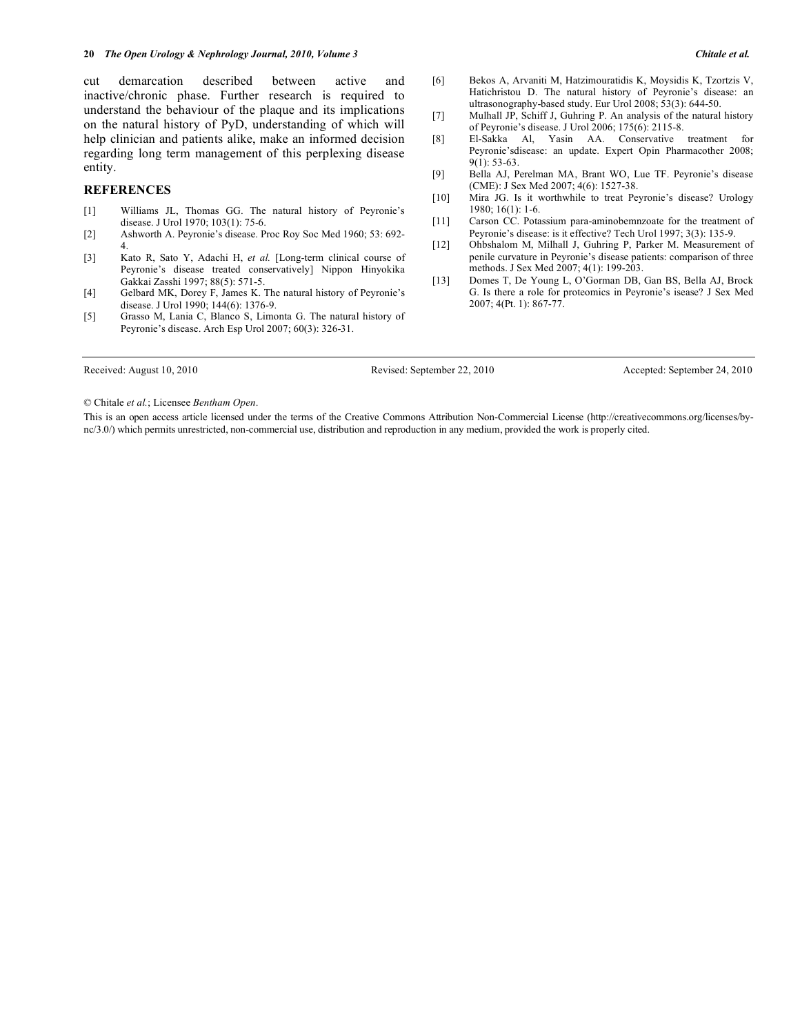cut demarcation described between active and inactive/chronic phase. Further research is required to understand the behaviour of the plaque and its implications on the natural history of PyD, understanding of which will help clinician and patients alike, make an informed decision regarding long term management of this perplexing disease entity.

## REFERENCES

[1] Williams JL, Thomas GG. The natural history of Peyronie's disease. J Urol 1970; 103(1): 75-6.

[2] Ashworth A. Peyronie's disease. Proc Roy Soc Med 1960; 53: 692-4.

[3] Kato R, Sato Y, Adachi H, *et al.* [Long-term clinical course of Peyronie's disease treated conservatively] Nippon Hinyokika Gakkai Zasshi 1997; 88(5): 571-5.

[4] Gelbard MK, Dorey F, James K. The natural history of Peyronie's disease. J Urol 1990; 144(6): 1376-9.

[5] Grasso M, Lania C, Blanco S, Limonta G. The natural history of Peyronie's disease. Arch Esp Urol 2007; 60(3): 326-31.

[6] Bekos A, Arvaniti M, Hatzimouratidis K, Moysidis K, Tzortzis V, Hatichristou D. The natural history of Peyronie's disease: an ultrasonography-based study. Eur Urol 2008; 53(3): 644-50.

[7] Mulhall JP, Schiff J, Guhring P. An analysis of the natural history of Peyronie's disease. J Urol 2006; 175(6): 2115-8.

[8] El-Sakka Al, Yasin AA. Conservative treatment for Peyronie'sdisease: an update. Expert Opin Pharmacother 2008; 9(1): 53-63.

[9] Bella AJ, Perelman MA, Brant WO, Lue TF. Peyronie's disease (CME): J Sex Med 2007; 4(6): 1527-38.

[10] Mira JG. Is it worthwhile to treat Peyronie's disease? Urology 1980; 16(1): 1-6.

[11] Carson CC. Potassium para-aminobemnzoate for the treatment of Peyronie's disease: is it effective? Tech Urol 1997; 3(3): 135-9.

[12] Ohbshalom M, Milhall J, Guhring P, Parker M. Measurement of penile curvature in Peyronie's disease patients: comparison of three methods. J Sex Med 2007; 4(1): 199-203.

[13] Domes T, De Young L, O'Gorman DB, Gan BS, Bella AJ, Brock G. Is there a role for proteomics in Peyronie's isease? J Sex Med 2007; 4(Pt. 1): 867-77.

Received: August 10, 2010 Revised: September 22, 2010 Accepted: September 24, 2010

© Chitale *et al.*; Licensee *Bentham Open*.

This is an open access article licensed under the terms of the Creative Commons Attribution Non-Commercial License (http://creativecommons.org/licenses/by-nc/3.0/) which permits unrestricted, non-commercial use, distribution and reproduction in any medium, provided the work is properly cited.